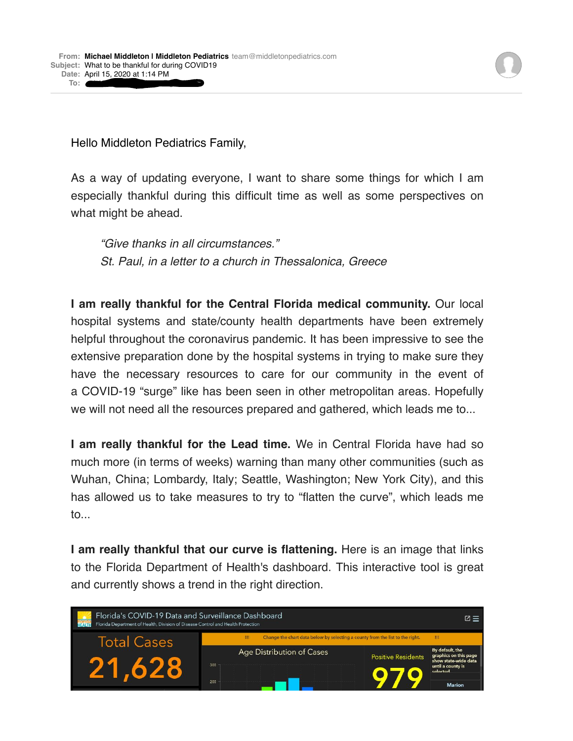**From:** Michael Middleton | Middleton Pediatrics team@middletonpediatrics.com
**Subject:** What to be thankful for during COVID19
**Date:** April 15, 2020 at 1:14 PM
**To:**

Hello Middleton Pediatrics Family,

As a way of updating everyone, I want to share some things for which I am especially thankful during this difficult time as well as some perspectives on what might be ahead.

> *"Give thanks in all circumstances."*
> *St. Paul, in a letter to a church in Thessalonica, Greece*

**I am really thankful for the Central Florida medical community.** Our local hospital systems and state/county health departments have been extremely helpful throughout the coronavirus pandemic. It has been impressive to see the extensive preparation done by the hospital systems in trying to make sure they have the necessary resources to care for our community in the event of a COVID-19 "surge" like has been seen in other metropolitan areas. Hopefully we will not need all the resources prepared and gathered, which leads me to...

**I am really thankful for the Lead time.** We in Central Florida have had so much more (in terms of weeks) warning than many other communities (such as Wuhan, China; Lombardy, Italy; Seattle, Washington; New York City), and this has allowed us to take measures to try to "flatten the curve", which leads me to...

**I am really thankful that our curve is flattening.** Here is an image that links to the Florida Department of Health's dashboard. This interactive tool is great and currently shows a trend in the right direction.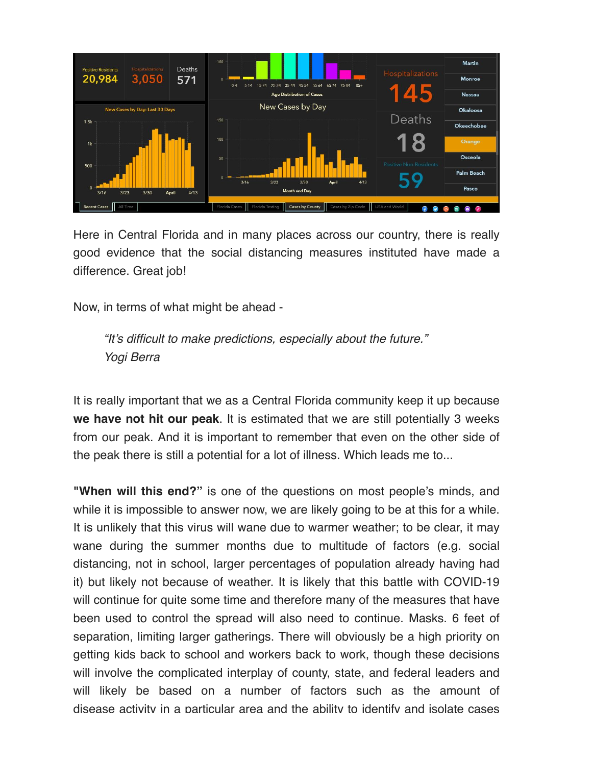Here in Central Florida and in many places across our country, there is really good evidence that the social distancing measures instituted have made a difference. Great job!

Now, in terms of what might be ahead -

> *"It's difficult to make predictions, especially about the future."*
> *Yogi Berra*

It is really important that we as a Central Florida community keep it up because **we have not hit our peak**. It is estimated that we are still potentially 3 weeks from our peak. And it is important to remember that even on the other side of the peak there is still a potential for a lot of illness. Which leads me to...

**"When will this end?"** is one of the questions on most people's minds, and while it is impossible to answer now, we are likely going to be at this for a while. It is unlikely that this virus will wane due to warmer weather; to be clear, it may wane during the summer months due to multitude of factors (e.g. social distancing, not in school, larger percentages of population already having had it) but likely not because of weather. It is likely that this battle with COVID-19 will continue for quite some time and therefore many of the measures that have been used to control the spread will also need to continue. Masks. 6 feet of separation, limiting larger gatherings. There will obviously be a high priority on getting kids back to school and workers back to work, though these decisions will involve the complicated interplay of county, state, and federal leaders and will likely be based on a number of factors such as the amount of disease activity in a particular area and the ability to identify and isolate cases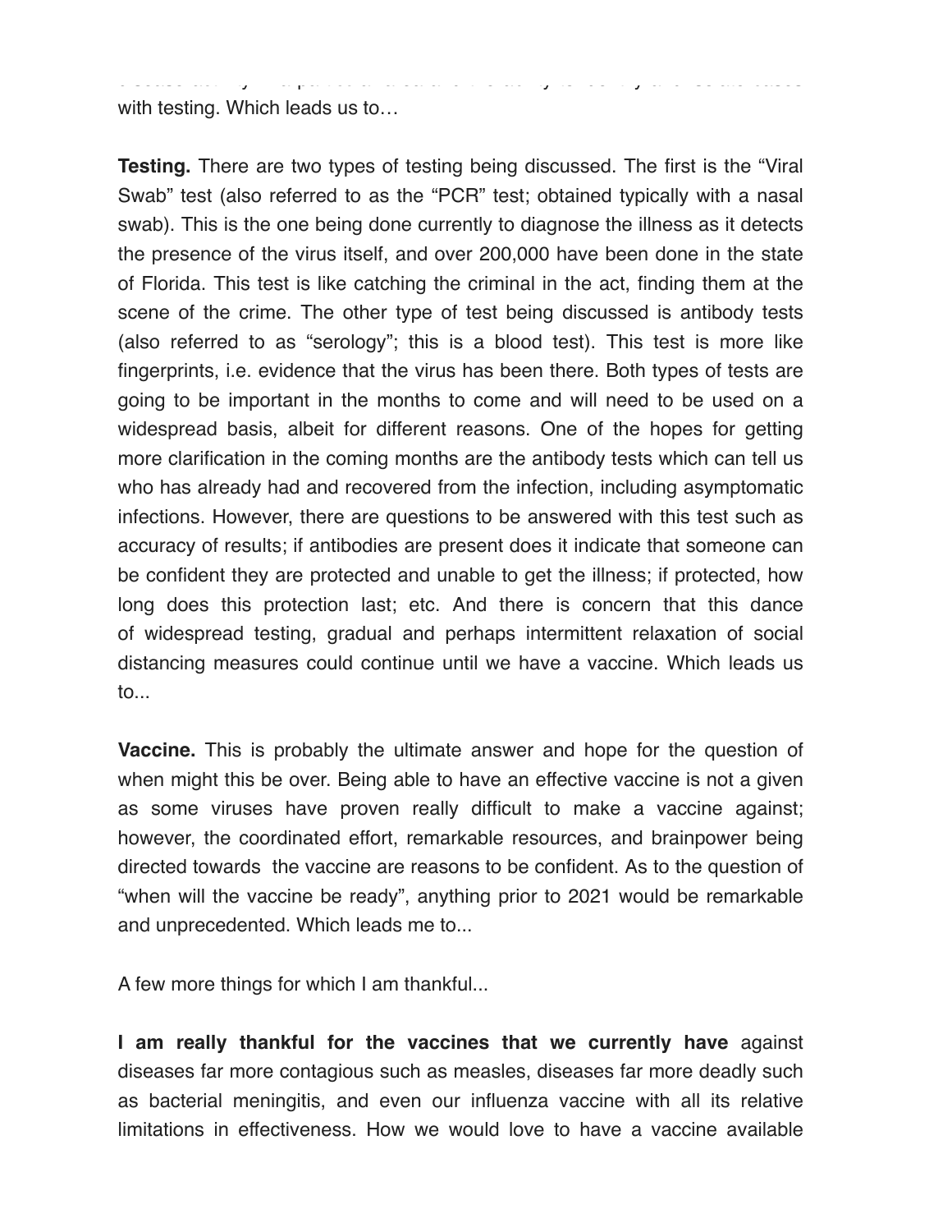with testing. Which leads us to…

**Testing.** There are two types of testing being discussed. The first is the "Viral Swab" test (also referred to as the "PCR" test; obtained typically with a nasal swab). This is the one being done currently to diagnose the illness as it detects the presence of the virus itself, and over 200,000 have been done in the state of Florida. This test is like catching the criminal in the act, finding them at the scene of the crime. The other type of test being discussed is antibody tests (also referred to as "serology"; this is a blood test). This test is more like fingerprints, i.e. evidence that the virus has been there. Both types of tests are going to be important in the months to come and will need to be used on a widespread basis, albeit for different reasons. One of the hopes for getting more clarification in the coming months are the antibody tests which can tell us who has already had and recovered from the infection, including asymptomatic infections. However, there are questions to be answered with this test such as accuracy of results; if antibodies are present does it indicate that someone can be confident they are protected and unable to get the illness; if protected, how long does this protection last; etc. And there is concern that this dance of widespread testing, gradual and perhaps intermittent relaxation of social distancing measures could continue until we have a vaccine. Which leads us to...

**Vaccine.** This is probably the ultimate answer and hope for the question of when might this be over. Being able to have an effective vaccine is not a given as some viruses have proven really difficult to make a vaccine against; however, the coordinated effort, remarkable resources, and brainpower being directed towards the vaccine are reasons to be confident. As to the question of "when will the vaccine be ready", anything prior to 2021 would be remarkable and unprecedented. Which leads me to...

A few more things for which I am thankful...

**I am really thankful for the vaccines that we currently have** against diseases far more contagious such as measles, diseases far more deadly such as bacterial meningitis, and even our influenza vaccine with all its relative limitations in effectiveness. How we would love to have a vaccine available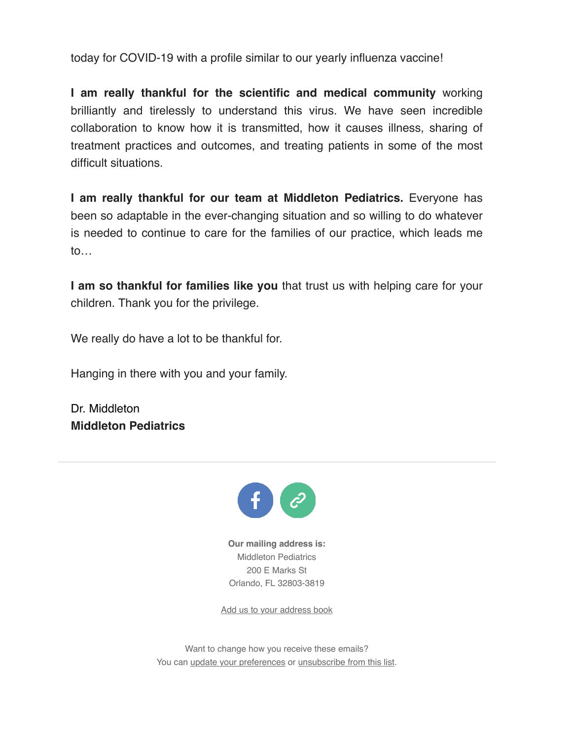today for COVID-19 with a profile similar to our yearly influenza vaccine!

**I am really thankful for the scientific and medical community** working brilliantly and tirelessly to understand this virus. We have seen incredible collaboration to know how it is transmitted, how it causes illness, sharing of treatment practices and outcomes, and treating patients in some of the most difficult situations.

**I am really thankful for our team at Middleton Pediatrics.** Everyone has been so adaptable in the ever-changing situation and so willing to do whatever is needed to continue to care for the families of our practice, which leads me to…

**I am so thankful for families like you** that trust us with helping care for your children. Thank you for the privilege.

We really do have a lot to be thankful for.

Hanging in there with you and your family.

Dr. Middleton
**Middleton Pediatrics**

---

**Our mailing address is:**
Middleton Pediatrics
200 E Marks St
Orlando, FL 32803-3819

Add us to your address book

Want to change how you receive these emails?
You can update your preferences or unsubscribe from this list.